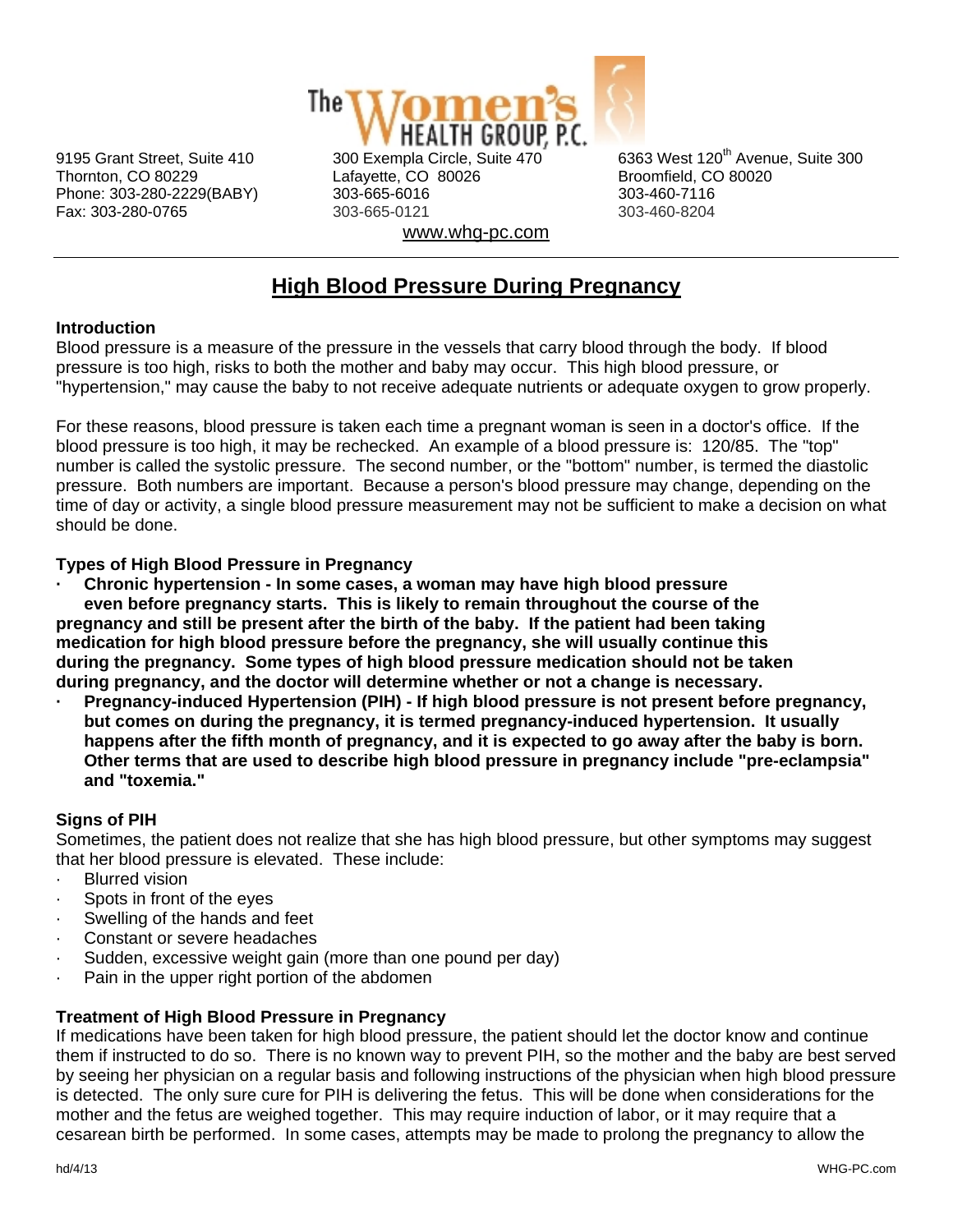The Women's HEALTH GROUP, P.C.

9195 Grant Street, Suite 410
Thornton, CO 80229
Phone: 303-280-2229(BABY)
Fax: 303-280-0765

300 Exempla Circle, Suite 470
Lafayette, CO 80026
303-665-6016
303-665-0121

6363 West 120th Avenue, Suite 300
Broomfield, CO 80020
303-460-7116
303-460-8204

www.whg-pc.com

---

# High Blood Pressure During Pregnancy

**Introduction**

Blood pressure is a measure of the pressure in the vessels that carry blood through the body. If blood pressure is too high, risks to both the mother and baby may occur. This high blood pressure, or "hypertension," may cause the baby to not receive adequate nutrients or adequate oxygen to grow properly.

For these reasons, blood pressure is taken each time a pregnant woman is seen in a doctor's office. If the blood pressure is too high, it may be rechecked. An example of a blood pressure is: 120/85. The "top" number is called the systolic pressure. The second number, or the "bottom" number, is termed the diastolic pressure. Both numbers are important. Because a person's blood pressure may change, depending on the time of day or activity, a single blood pressure measurement may not be sufficient to make a decision on what should be done.

**Types of High Blood Pressure in Pregnancy**

- **Chronic hypertension - In some cases, a woman may have high blood pressure even before pregnancy starts. This is likely to remain throughout the course of the pregnancy and still be present after the birth of the baby. If the patient had been taking medication for high blood pressure before the pregnancy, she will usually continue this during the pregnancy. Some types of high blood pressure medication should not be taken during pregnancy, and the doctor will determine whether or not a change is necessary.**
- **Pregnancy-induced Hypertension (PIH) - If high blood pressure is not present before pregnancy, but comes on during the pregnancy, it is termed pregnancy-induced hypertension. It usually happens after the fifth month of pregnancy, and it is expected to go away after the baby is born. Other terms that are used to describe high blood pressure in pregnancy include "pre-eclampsia" and "toxemia."**

**Signs of PIH**

Sometimes, the patient does not realize that she has high blood pressure, but other symptoms may suggest that her blood pressure is elevated. These include:

- Blurred vision
- Spots in front of the eyes
- Swelling of the hands and feet
- Constant or severe headaches
- Sudden, excessive weight gain (more than one pound per day)
- Pain in the upper right portion of the abdomen

**Treatment of High Blood Pressure in Pregnancy**

If medications have been taken for high blood pressure, the patient should let the doctor know and continue them if instructed to do so. There is no known way to prevent PIH, so the mother and the baby are best served by seeing her physician on a regular basis and following instructions of the physician when high blood pressure is detected. The only sure cure for PIH is delivering the fetus. This will be done when considerations for the mother and the fetus are weighed together. This may require induction of labor, or it may require that a cesarean birth be performed. In some cases, attempts may be made to prolong the pregnancy to allow the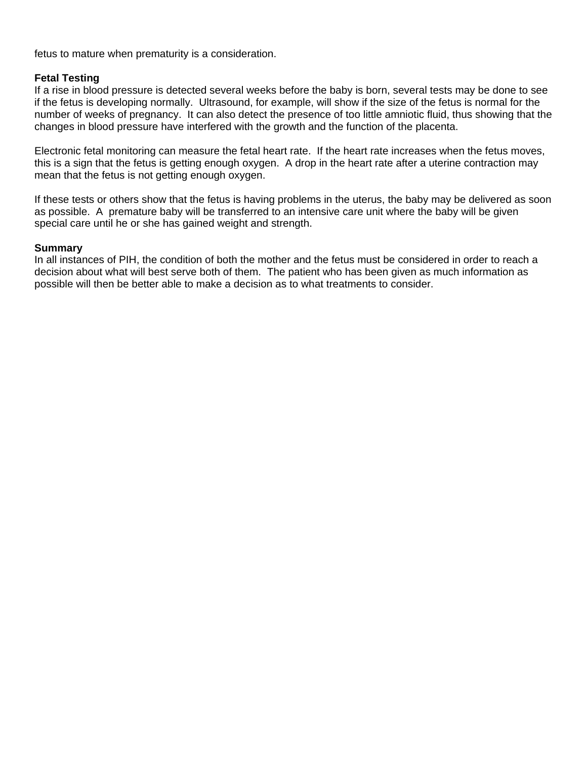fetus to mature when prematurity is a consideration.

**Fetal Testing**
If a rise in blood pressure is detected several weeks before the baby is born, several tests may be done to see if the fetus is developing normally. Ultrasound, for example, will show if the size of the fetus is normal for the number of weeks of pregnancy. It can also detect the presence of too little amniotic fluid, thus showing that the changes in blood pressure have interfered with the growth and the function of the placenta.

Electronic fetal monitoring can measure the fetal heart rate. If the heart rate increases when the fetus moves, this is a sign that the fetus is getting enough oxygen. A drop in the heart rate after a uterine contraction may mean that the fetus is not getting enough oxygen.

If these tests or others show that the fetus is having problems in the uterus, the baby may be delivered as soon as possible. A premature baby will be transferred to an intensive care unit where the baby will be given special care until he or she has gained weight and strength.

**Summary**
In all instances of PIH, the condition of both the mother and the fetus must be considered in order to reach a decision about what will best serve both of them. The patient who has been given as much information as possible will then be better able to make a decision as to what treatments to consider.